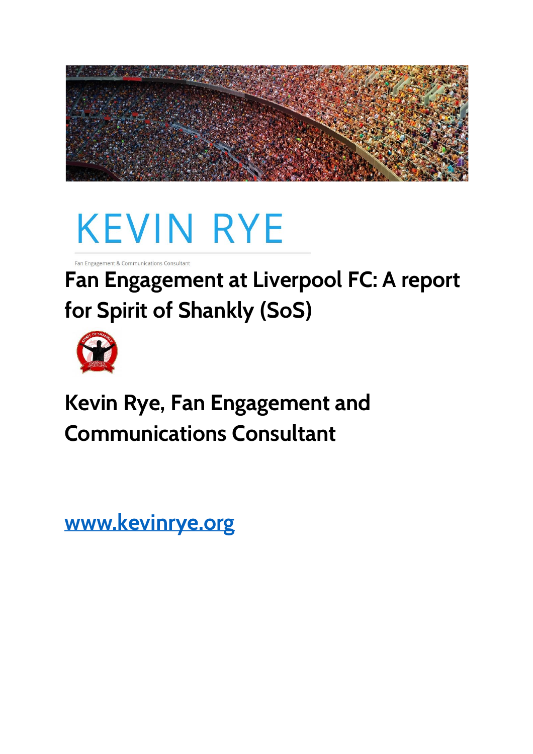KEVIN RYE

Fan Engagement & Communications Consultant

# Fan Engagement at Liverpool FC: A report for Spirit of Shankly (SoS)

## Kevin Rye, Fan Engagement and Communications Consultant

[www.kevinrye.org](http://www.kevinrye.org)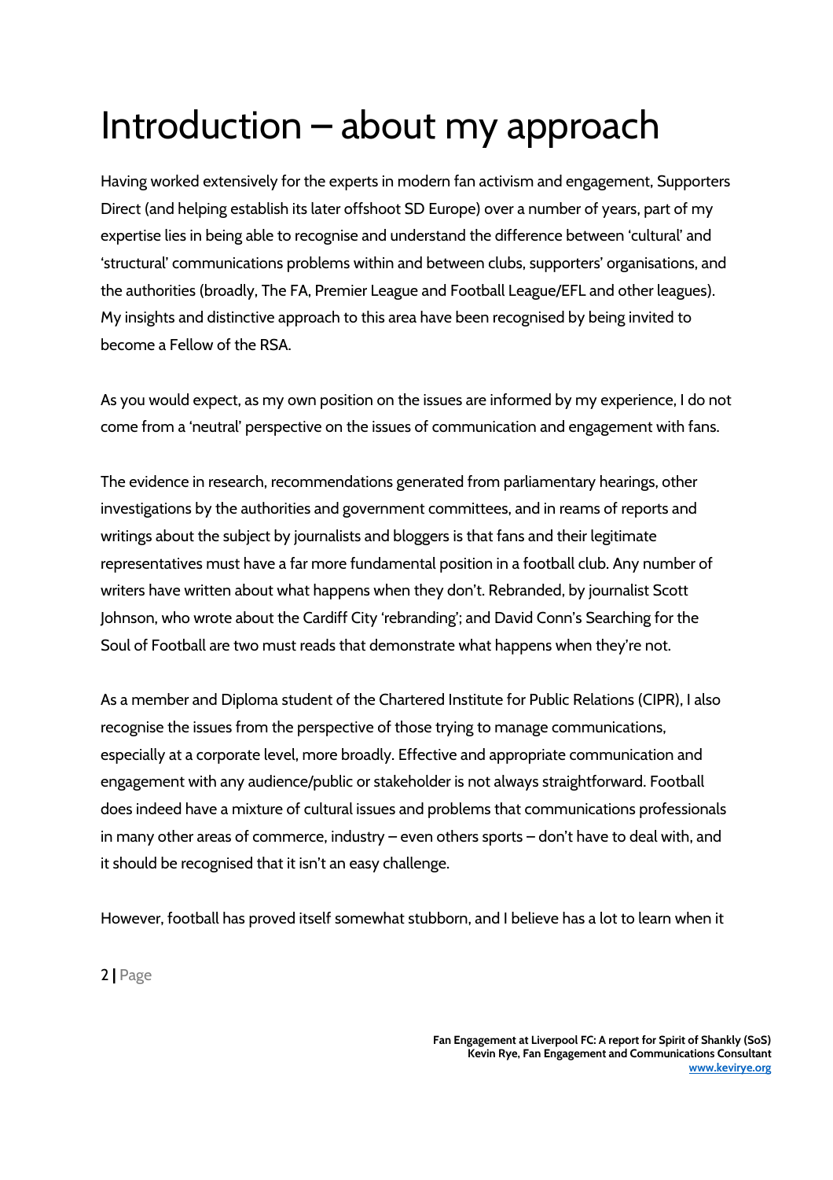# Introduction – about my approach

Having worked extensively for the experts in modern fan activism and engagement, Supporters Direct (and helping establish its later offshoot SD Europe) over a number of years, part of my expertise lies in being able to recognise and understand the difference between 'cultural' and 'structural' communications problems within and between clubs, supporters' organisations, and the authorities (broadly, The FA, Premier League and Football League/EFL and other leagues). My insights and distinctive approach to this area have been recognised by being invited to become a Fellow of the RSA.

As you would expect, as my own position on the issues are informed by my experience, I do not come from a 'neutral' perspective on the issues of communication and engagement with fans.

The evidence in research, recommendations generated from parliamentary hearings, other investigations by the authorities and government committees, and in reams of reports and writings about the subject by journalists and bloggers is that fans and their legitimate representatives must have a far more fundamental position in a football club. Any number of writers have written about what happens when they don't. Rebranded, by journalist Scott Johnson, who wrote about the Cardiff City 'rebranding'; and David Conn's Searching for the Soul of Football are two must reads that demonstrate what happens when they're not.

As a member and Diploma student of the Chartered Institute for Public Relations (CIPR), I also recognise the issues from the perspective of those trying to manage communications, especially at a corporate level, more broadly. Effective and appropriate communication and engagement with any audience/public or stakeholder is not always straightforward. Football does indeed have a mixture of cultural issues and problems that communications professionals in many other areas of commerce, industry – even others sports – don't have to deal with, and it should be recognised that it isn't an easy challenge.

However, football has proved itself somewhat stubborn, and I believe has a lot to learn when it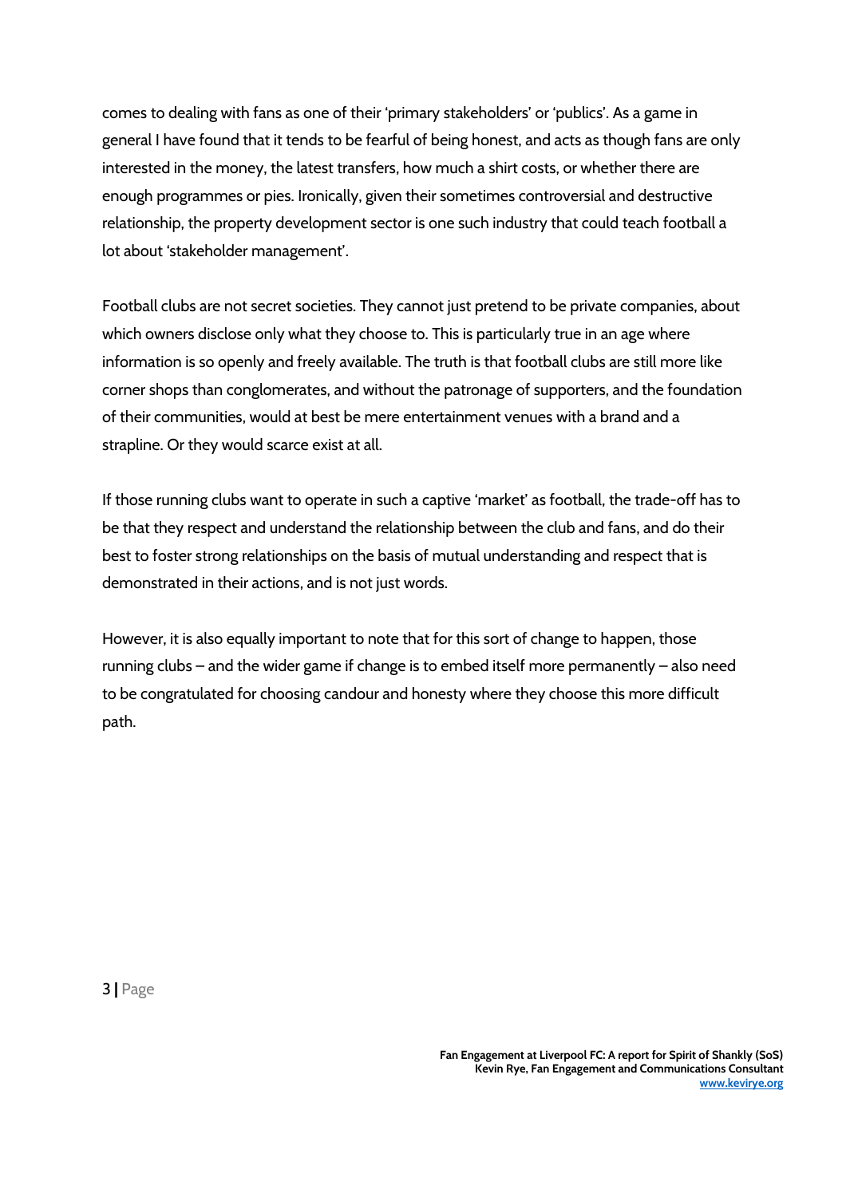comes to dealing with fans as one of their 'primary stakeholders' or 'publics'. As a game in general I have found that it tends to be fearful of being honest, and acts as though fans are only interested in the money, the latest transfers, how much a shirt costs, or whether there are enough programmes or pies. Ironically, given their sometimes controversial and destructive relationship, the property development sector is one such industry that could teach football a lot about 'stakeholder management'.

Football clubs are not secret societies. They cannot just pretend to be private companies, about which owners disclose only what they choose to. This is particularly true in an age where information is so openly and freely available. The truth is that football clubs are still more like corner shops than conglomerates, and without the patronage of supporters, and the foundation of their communities, would at best be mere entertainment venues with a brand and a strapline. Or they would scarce exist at all.

If those running clubs want to operate in such a captive 'market' as football, the trade-off has to be that they respect and understand the relationship between the club and fans, and do their best to foster strong relationships on the basis of mutual understanding and respect that is demonstrated in their actions, and is not just words.

However, it is also equally important to note that for this sort of change to happen, those running clubs – and the wider game if change is to embed itself more permanently – also need to be congratulated for choosing candour and honesty where they choose this more difficult path.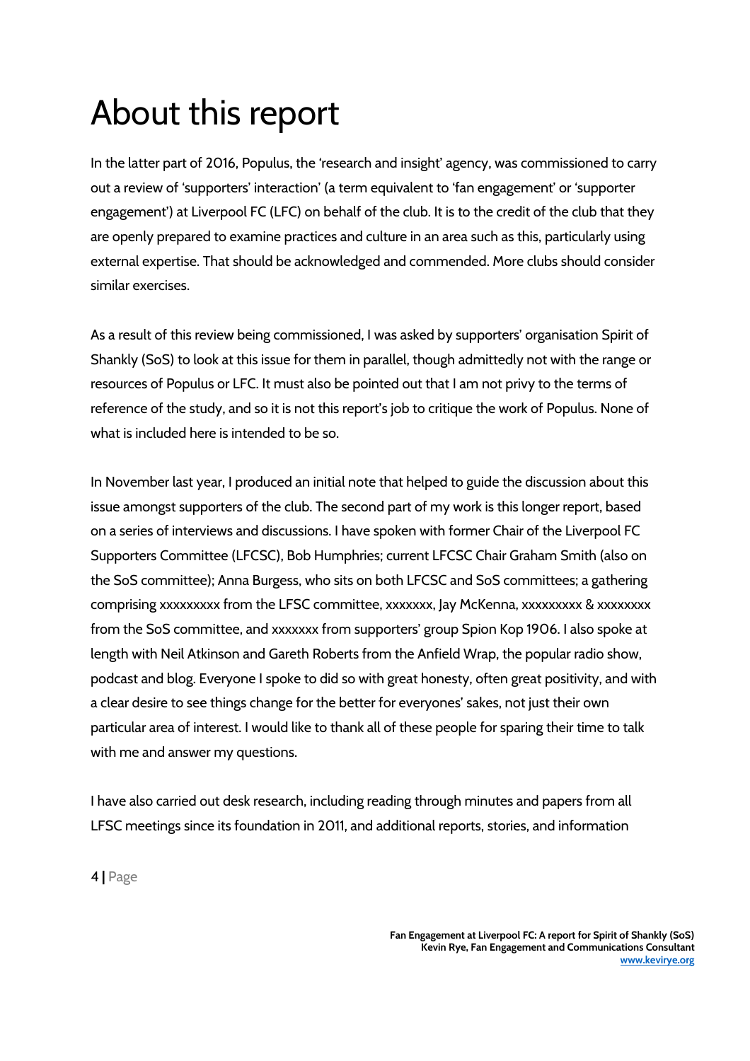# About this report

In the latter part of 2016, Populus, the 'research and insight' agency, was commissioned to carry out a review of 'supporters' interaction' (a term equivalent to 'fan engagement' or 'supporter engagement') at Liverpool FC (LFC) on behalf of the club. It is to the credit of the club that they are openly prepared to examine practices and culture in an area such as this, particularly using external expertise. That should be acknowledged and commended. More clubs should consider similar exercises.

As a result of this review being commissioned, I was asked by supporters' organisation Spirit of Shankly (SoS) to look at this issue for them in parallel, though admittedly not with the range or resources of Populus or LFC. It must also be pointed out that I am not privy to the terms of reference of the study, and so it is not this report's job to critique the work of Populus. None of what is included here is intended to be so.

In November last year, I produced an initial note that helped to guide the discussion about this issue amongst supporters of the club. The second part of my work is this longer report, based on a series of interviews and discussions. I have spoken with former Chair of the Liverpool FC Supporters Committee (LFCSC), Bob Humphries; current LFCSC Chair Graham Smith (also on the SoS committee); Anna Burgess, who sits on both LFCSC and SoS committees; a gathering comprising xxxxxxxxx from the LFSC committee, xxxxxxx, Jay McKenna, xxxxxxxxx & xxxxxxxx from the SoS committee, and xxxxxxx from supporters' group Spion Kop 1906. I also spoke at length with Neil Atkinson and Gareth Roberts from the Anfield Wrap, the popular radio show, podcast and blog. Everyone I spoke to did so with great honesty, often great positivity, and with a clear desire to see things change for the better for everyones' sakes, not just their own particular area of interest. I would like to thank all of these people for sparing their time to talk with me and answer my questions.

I have also carried out desk research, including reading through minutes and papers from all LFSC meetings since its foundation in 2011, and additional reports, stories, and information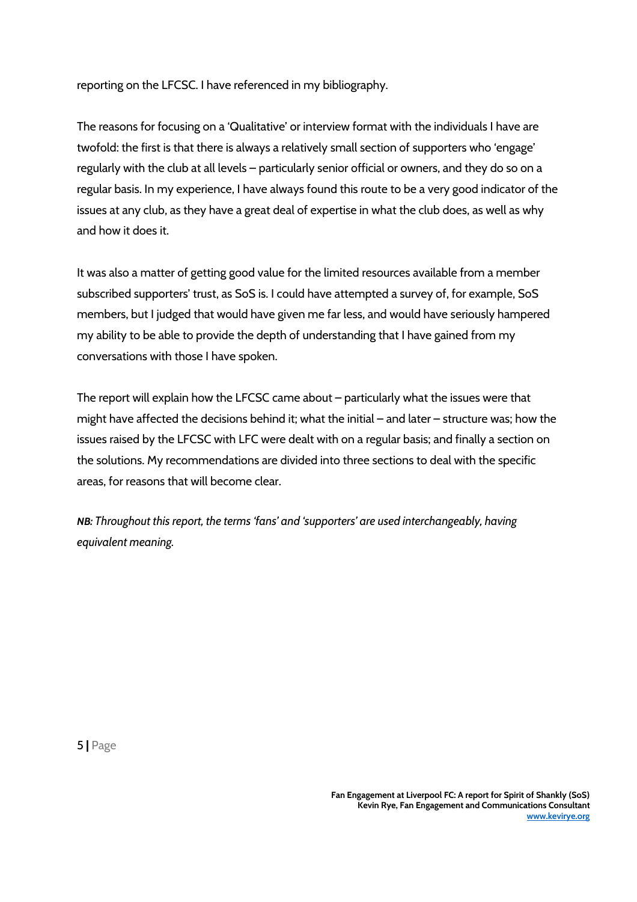reporting on the LFCSC. I have referenced in my bibliography.

The reasons for focusing on a 'Qualitative' or interview format with the individuals I have are twofold: the first is that there is always a relatively small section of supporters who 'engage' regularly with the club at all levels – particularly senior official or owners, and they do so on a regular basis. In my experience, I have always found this route to be a very good indicator of the issues at any club, as they have a great deal of expertise in what the club does, as well as why and how it does it.

It was also a matter of getting good value for the limited resources available from a member subscribed supporters' trust, as SoS is. I could have attempted a survey of, for example, SoS members, but I judged that would have given me far less, and would have seriously hampered my ability to be able to provide the depth of understanding that I have gained from my conversations with those I have spoken.

The report will explain how the LFCSC came about – particularly what the issues were that might have affected the decisions behind it; what the initial – and later – structure was; how the issues raised by the LFCSC with LFC were dealt with on a regular basis; and finally a section on the solutions. My recommendations are divided into three sections to deal with the specific areas, for reasons that will become clear.

***NB:*** *Throughout this report, the terms 'fans' and 'supporters' are used interchangeably, having equivalent meaning.*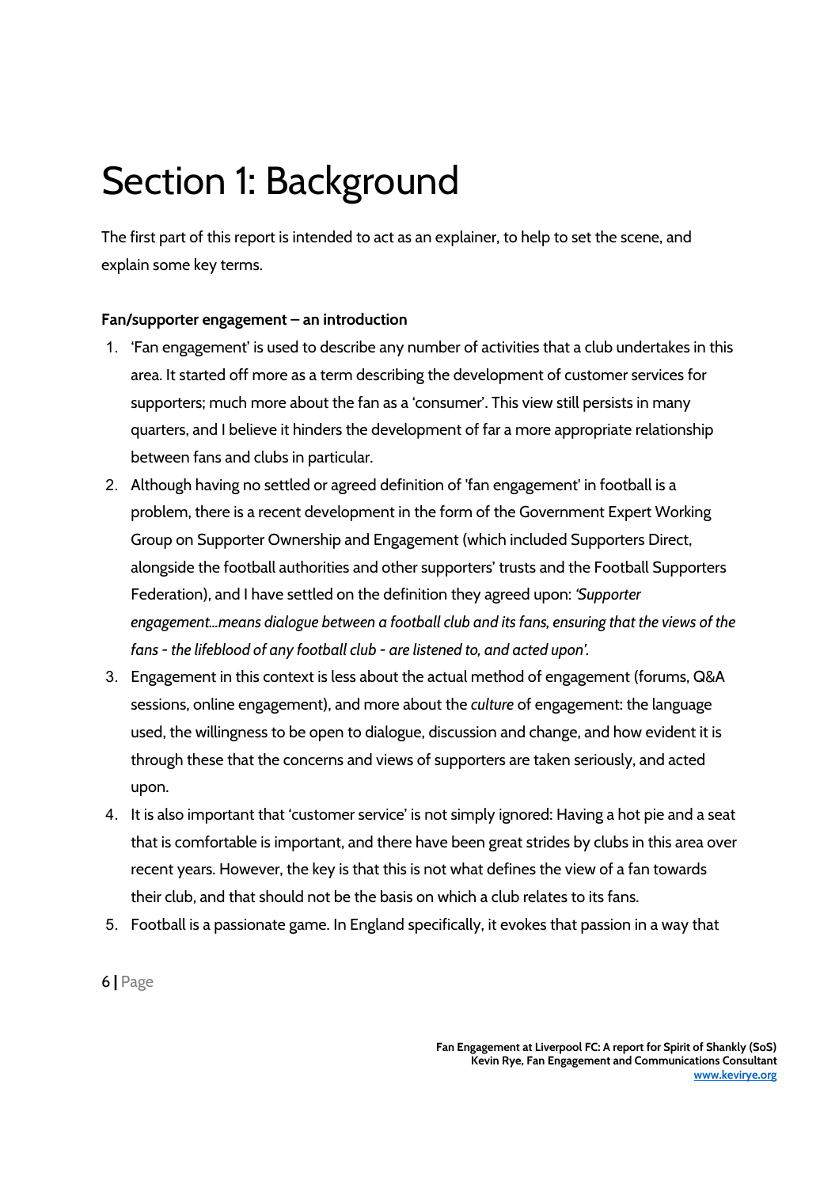# Section 1: Background

The first part of this report is intended to act as an explainer, to help to set the scene, and explain some key terms.

**Fan/supporter engagement – an introduction**

1. 'Fan engagement' is used to describe any number of activities that a club undertakes in this area. It started off more as a term describing the development of customer services for supporters; much more about the fan as a 'consumer'. This view still persists in many quarters, and I believe it hinders the development of far a more appropriate relationship between fans and clubs in particular.
2. Although having no settled or agreed definition of 'fan engagement' in football is a problem, there is a recent development in the form of the Government Expert Working Group on Supporter Ownership and Engagement (which included Supporters Direct, alongside the football authorities and other supporters' trusts and the Football Supporters Federation), and I have settled on the definition they agreed upon: *'Supporter engagement…means dialogue between a football club and its fans, ensuring that the views of the fans - the lifeblood of any football club - are listened to, and acted upon'.*
3. Engagement in this context is less about the actual method of engagement (forums, Q&A sessions, online engagement), and more about the *culture* of engagement: the language used, the willingness to be open to dialogue, discussion and change, and how evident it is through these that the concerns and views of supporters are taken seriously, and acted upon.
4. It is also important that 'customer service' is not simply ignored: Having a hot pie and a seat that is comfortable is important, and there have been great strides by clubs in this area over recent years. However, the key is that this is not what defines the view of a fan towards their club, and that should not be the basis on which a club relates to its fans.
5. Football is a passionate game. In England specifically, it evokes that passion in a way that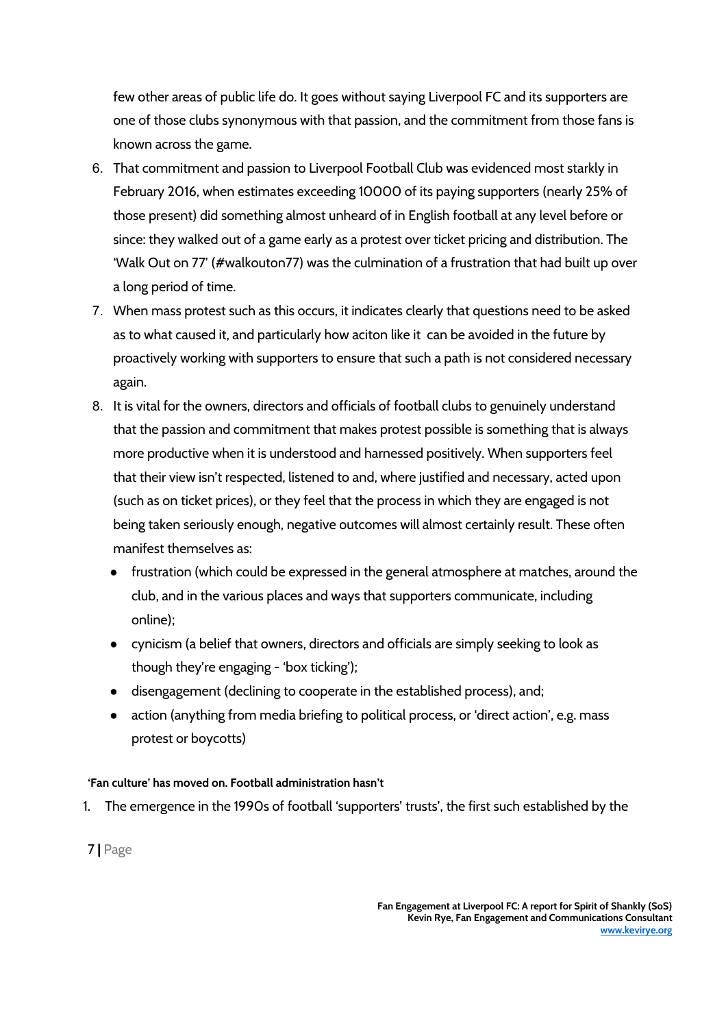few other areas of public life do. It goes without saying Liverpool FC and its supporters are one of those clubs synonymous with that passion, and the commitment from those fans is known across the game.

6. That commitment and passion to Liverpool Football Club was evidenced most starkly in February 2016, when estimates exceeding 10000 of its paying supporters (nearly 25% of those present) did something almost unheard of in English football at any level before or since: they walked out of a game early as a protest over ticket pricing and distribution. The 'Walk Out on 77' (#walkouton77) was the culmination of a frustration that had built up over a long period of time.
7. When mass protest such as this occurs, it indicates clearly that questions need to be asked as to what caused it, and particularly how aciton like it can be avoided in the future by proactively working with supporters to ensure that such a path is not considered necessary again.
8. It is vital for the owners, directors and officials of football clubs to genuinely understand that the passion and commitment that makes protest possible is something that is always more productive when it is understood and harnessed positively. When supporters feel that their view isn't respected, listened to and, where justified and necessary, acted upon (such as on ticket prices), or they feel that the process in which they are engaged is not being taken seriously enough, negative outcomes will almost certainly result. These often manifest themselves as:
   - frustration (which could be expressed in the general atmosphere at matches, around the club, and in the various places and ways that supporters communicate, including online);
   - cynicism (a belief that owners, directors and officials are simply seeking to look as though they're engaging - 'box ticking');
   - disengagement (declining to cooperate in the established process), and;
   - action (anything from media briefing to political process, or 'direct action', e.g. mass protest or boycotts)

**'Fan culture' has moved on. Football administration hasn't**

1. The emergence in the 1990s of football 'supporters' trusts', the first such established by the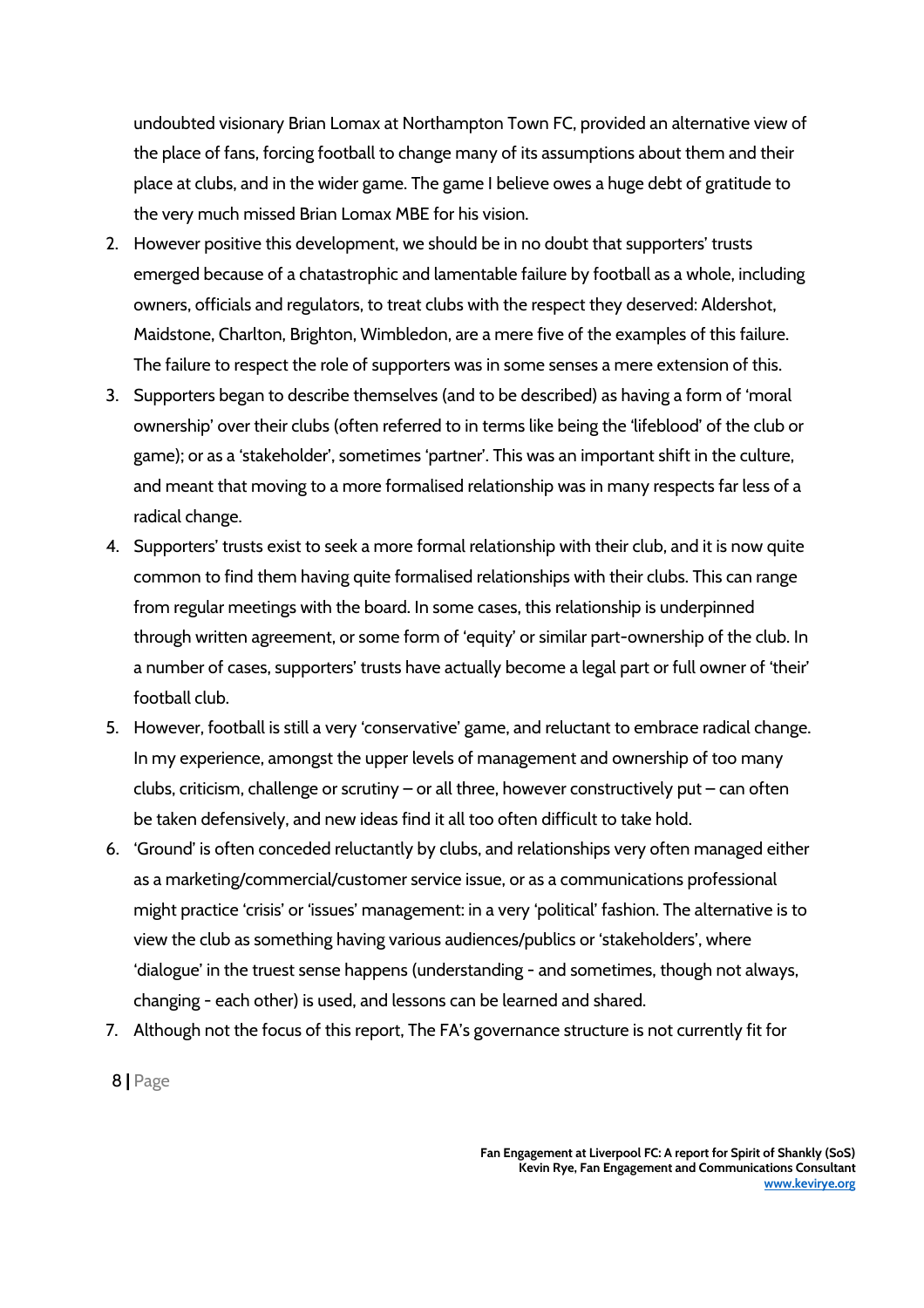undoubted visionary Brian Lomax at Northampton Town FC, provided an alternative view of the place of fans, forcing football to change many of its assumptions about them and their place at clubs, and in the wider game. The game I believe owes a huge debt of gratitude to the very much missed Brian Lomax MBE for his vision.

2. However positive this development, we should be in no doubt that supporters' trusts emerged because of a chatastrophic and lamentable failure by football as a whole, including owners, officials and regulators, to treat clubs with the respect they deserved: Aldershot, Maidstone, Charlton, Brighton, Wimbledon, are a mere five of the examples of this failure. The failure to respect the role of supporters was in some senses a mere extension of this.
3. Supporters began to describe themselves (and to be described) as having a form of 'moral ownership' over their clubs (often referred to in terms like being the 'lifeblood' of the club or game); or as a 'stakeholder', sometimes 'partner'. This was an important shift in the culture, and meant that moving to a more formalised relationship was in many respects far less of a radical change.
4. Supporters' trusts exist to seek a more formal relationship with their club, and it is now quite common to find them having quite formalised relationships with their clubs. This can range from regular meetings with the board. In some cases, this relationship is underpinned through written agreement, or some form of 'equity' or similar part-ownership of the club. In a number of cases, supporters' trusts have actually become a legal part or full owner of 'their' football club.
5. However, football is still a very 'conservative' game, and reluctant to embrace radical change. In my experience, amongst the upper levels of management and ownership of too many clubs, criticism, challenge or scrutiny – or all three, however constructively put – can often be taken defensively, and new ideas find it all too often difficult to take hold.
6. 'Ground' is often conceded reluctantly by clubs, and relationships very often managed either as a marketing/commercial/customer service issue, or as a communications professional might practice 'crisis' or 'issues' management: in a very 'political' fashion. The alternative is to view the club as something having various audiences/publics or 'stakeholders', where 'dialogue' in the truest sense happens (understanding - and sometimes, though not always, changing - each other) is used, and lessons can be learned and shared.
7. Although not the focus of this report, The FA's governance structure is not currently fit for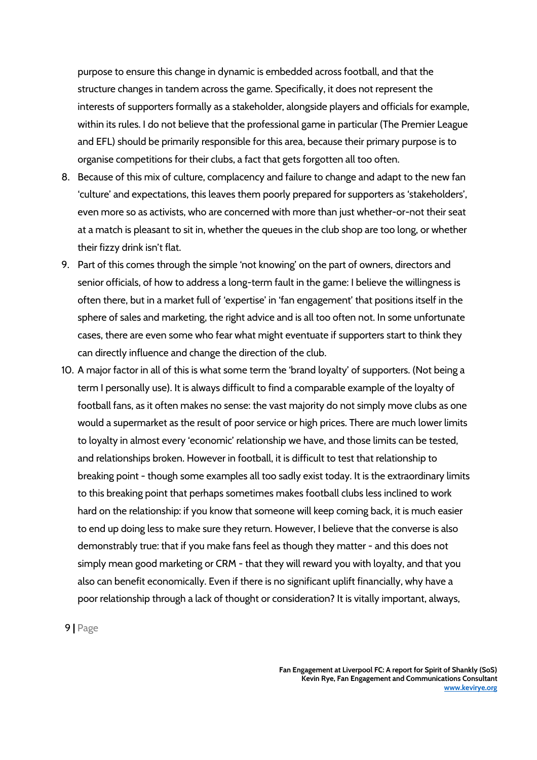purpose to ensure this change in dynamic is embedded across football, and that the structure changes in tandem across the game. Specifically, it does not represent the interests of supporters formally as a stakeholder, alongside players and officials for example, within its rules. I do not believe that the professional game in particular (The Premier League and EFL) should be primarily responsible for this area, because their primary purpose is to organise competitions for their clubs, a fact that gets forgotten all too often.

8. Because of this mix of culture, complacency and failure to change and adapt to the new fan 'culture' and expectations, this leaves them poorly prepared for supporters as 'stakeholders', even more so as activists, who are concerned with more than just whether-or-not their seat at a match is pleasant to sit in, whether the queues in the club shop are too long, or whether their fizzy drink isn't flat.
9. Part of this comes through the simple 'not knowing' on the part of owners, directors and senior officials, of how to address a long-term fault in the game: I believe the willingness is often there, but in a market full of 'expertise' in 'fan engagement' that positions itself in the sphere of sales and marketing, the right advice and is all too often not. In some unfortunate cases, there are even some who fear what might eventuate if supporters start to think they can directly influence and change the direction of the club.
10. A major factor in all of this is what some term the 'brand loyalty' of supporters. (Not being a term I personally use). It is always difficult to find a comparable example of the loyalty of football fans, as it often makes no sense: the vast majority do not simply move clubs as one would a supermarket as the result of poor service or high prices. There are much lower limits to loyalty in almost every 'economic' relationship we have, and those limits can be tested, and relationships broken. However in football, it is difficult to test that relationship to breaking point - though some examples all too sadly exist today. It is the extraordinary limits to this breaking point that perhaps sometimes makes football clubs less inclined to work hard on the relationship: if you know that someone will keep coming back, it is much easier to end up doing less to make sure they return. However, I believe that the converse is also demonstrably true: that if you make fans feel as though they matter - and this does not simply mean good marketing or CRM - that they will reward you with loyalty, and that you also can benefit economically. Even if there is no significant uplift financially, why have a poor relationship through a lack of thought or consideration? It is vitally important, always,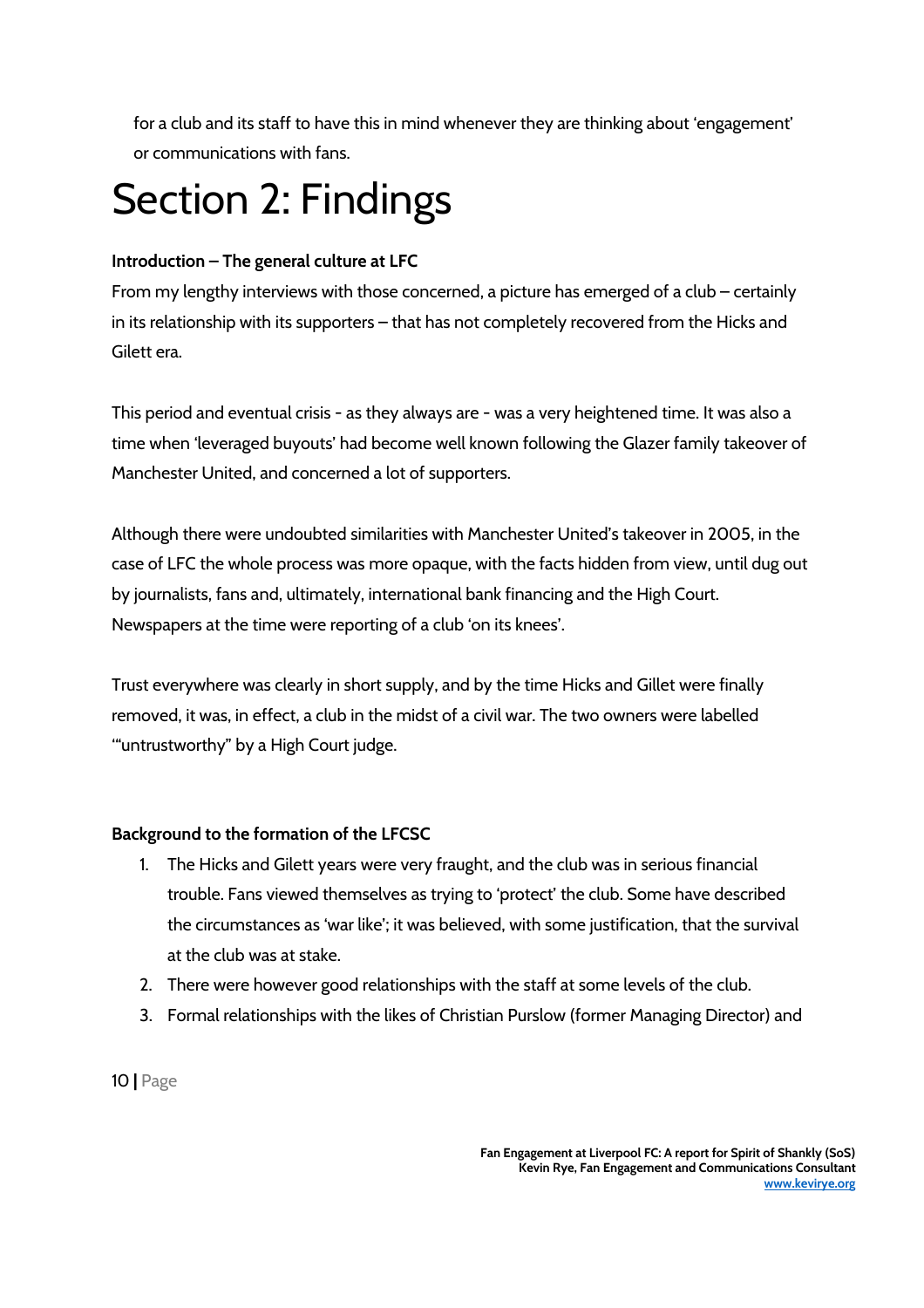for a club and its staff to have this in mind whenever they are thinking about 'engagement' or communications with fans.

# Section 2: Findings

**Introduction – The general culture at LFC**

From my lengthy interviews with those concerned, a picture has emerged of a club – certainly in its relationship with its supporters – that has not completely recovered from the Hicks and Gilett era.

This period and eventual crisis - as they always are - was a very heightened time. It was also a time when 'leveraged buyouts' had become well known following the Glazer family takeover of Manchester United, and concerned a lot of supporters.

Although there were undoubted similarities with Manchester United's takeover in 2005, in the case of LFC the whole process was more opaque, with the facts hidden from view, until dug out by journalists, fans and, ultimately, international bank financing and the High Court. Newspapers at the time were reporting of a club 'on its knees'.

Trust everywhere was clearly in short supply, and by the time Hicks and Gillet were finally removed, it was, in effect, a club in the midst of a civil war. The two owners were labelled '"untrustworthy" by a High Court judge.

**Background to the formation of the LFCSC**

1. The Hicks and Gilett years were very fraught, and the club was in serious financial trouble. Fans viewed themselves as trying to 'protect' the club. Some have described the circumstances as 'war like'; it was believed, with some justification, that the survival at the club was at stake.
2. There were however good relationships with the staff at some levels of the club.
3. Formal relationships with the likes of Christian Purslow (former Managing Director) and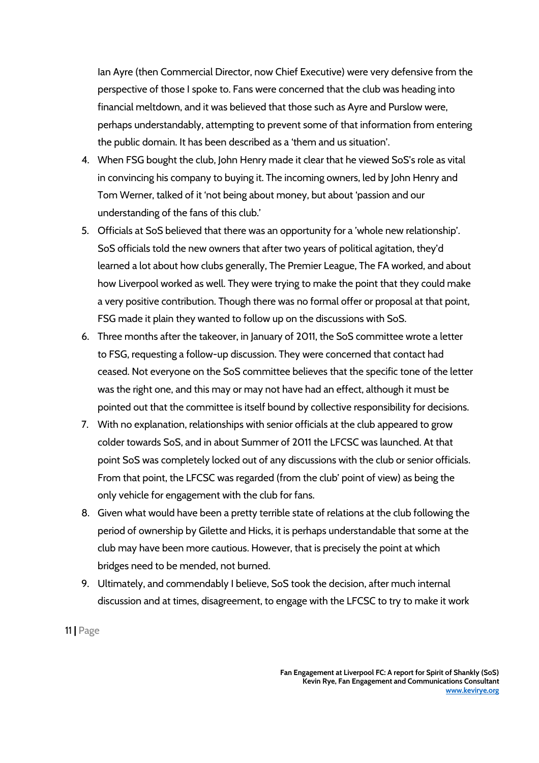Ian Ayre (then Commercial Director, now Chief Executive) were very defensive from the perspective of those I spoke to. Fans were concerned that the club was heading into financial meltdown, and it was believed that those such as Ayre and Purslow were, perhaps understandably, attempting to prevent some of that information from entering the public domain. It has been described as a 'them and us situation'.

4. When FSG bought the club, John Henry made it clear that he viewed SoS's role as vital in convincing his company to buying it. The incoming owners, led by John Henry and Tom Werner, talked of it 'not being about money, but about 'passion and our understanding of the fans of this club.'
5. Officials at SoS believed that there was an opportunity for a 'whole new relationship'. SoS officials told the new owners that after two years of political agitation, they'd learned a lot about how clubs generally, The Premier League, The FA worked, and about how Liverpool worked as well. They were trying to make the point that they could make a very positive contribution. Though there was no formal offer or proposal at that point, FSG made it plain they wanted to follow up on the discussions with SoS.
6. Three months after the takeover, in January of 2011, the SoS committee wrote a letter to FSG, requesting a follow-up discussion. They were concerned that contact had ceased. Not everyone on the SoS committee believes that the specific tone of the letter was the right one, and this may or may not have had an effect, although it must be pointed out that the committee is itself bound by collective responsibility for decisions.
7. With no explanation, relationships with senior officials at the club appeared to grow colder towards SoS, and in about Summer of 2011 the LFCSC was launched. At that point SoS was completely locked out of any discussions with the club or senior officials. From that point, the LFCSC was regarded (from the club' point of view) as being the only vehicle for engagement with the club for fans.
8. Given what would have been a pretty terrible state of relations at the club following the period of ownership by Gilette and Hicks, it is perhaps understandable that some at the club may have been more cautious. However, that is precisely the point at which bridges need to be mended, not burned.
9. Ultimately, and commendably I believe, SoS took the decision, after much internal discussion and at times, disagreement, to engage with the LFCSC to try to make it work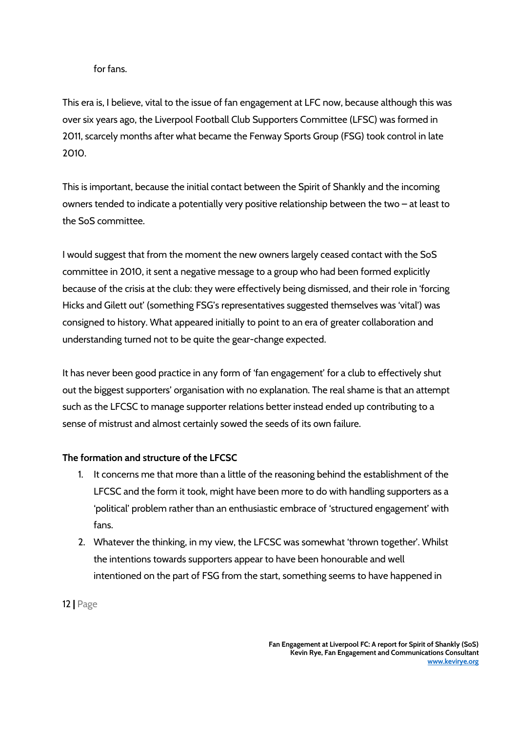for fans.

This era is, I believe, vital to the issue of fan engagement at LFC now, because although this was over six years ago, the Liverpool Football Club Supporters Committee (LFSC) was formed in 2011, scarcely months after what became the Fenway Sports Group (FSG) took control in late 2010.

This is important, because the initial contact between the Spirit of Shankly and the incoming owners tended to indicate a potentially very positive relationship between the two – at least to the SoS committee.

I would suggest that from the moment the new owners largely ceased contact with the SoS committee in 2010, it sent a negative message to a group who had been formed explicitly because of the crisis at the club: they were effectively being dismissed, and their role in 'forcing Hicks and Gilett out' (something FSG's representatives suggested themselves was 'vital') was consigned to history. What appeared initially to point to an era of greater collaboration and understanding turned not to be quite the gear-change expected.

It has never been good practice in any form of 'fan engagement' for a club to effectively shut out the biggest supporters' organisation with no explanation. The real shame is that an attempt such as the LFCSC to manage supporter relations better instead ended up contributing to a sense of mistrust and almost certainly sowed the seeds of its own failure.

**The formation and structure of the LFCSC**

1. It concerns me that more than a little of the reasoning behind the establishment of the LFCSC and the form it took, might have been more to do with handling supporters as a 'political' problem rather than an enthusiastic embrace of 'structured engagement' with fans.
2. Whatever the thinking, in my view, the LFCSC was somewhat 'thrown together'. Whilst the intentions towards supporters appear to have been honourable and well intentioned on the part of FSG from the start, something seems to have happened in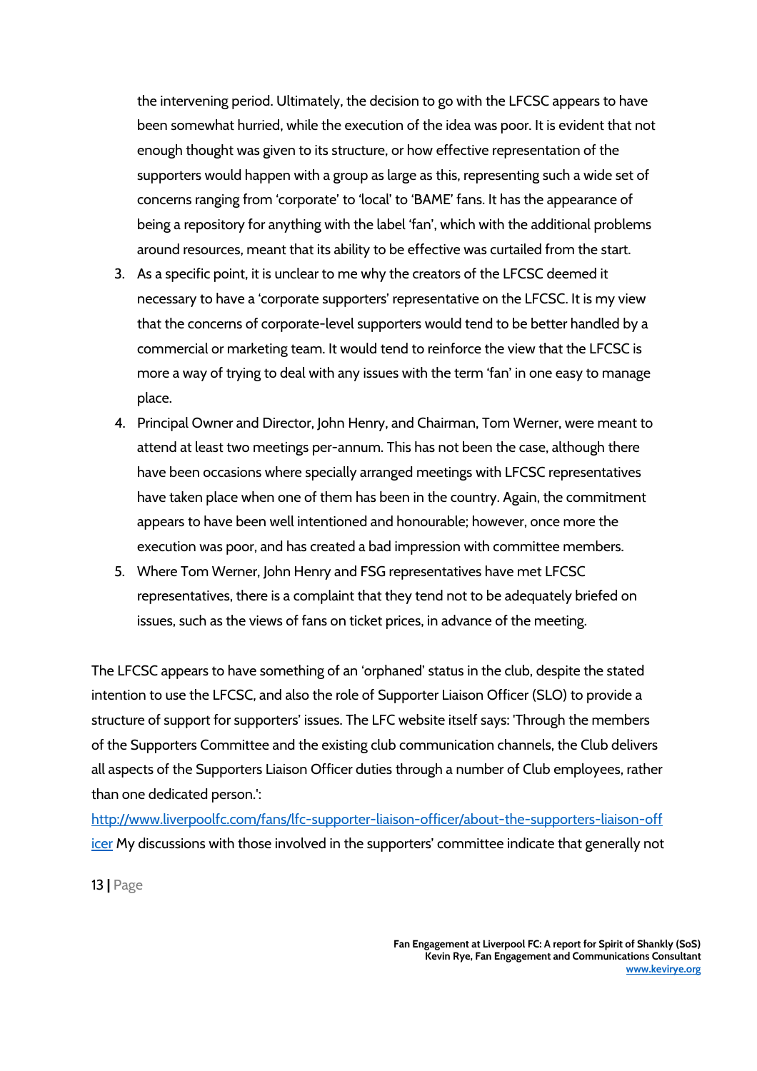the intervening period. Ultimately, the decision to go with the LFCSC appears to have been somewhat hurried, while the execution of the idea was poor. It is evident that not enough thought was given to its structure, or how effective representation of the supporters would happen with a group as large as this, representing such a wide set of concerns ranging from 'corporate' to 'local' to 'BAME' fans. It has the appearance of being a repository for anything with the label 'fan', which with the additional problems around resources, meant that its ability to be effective was curtailed from the start.

3. As a specific point, it is unclear to me why the creators of the LFCSC deemed it necessary to have a 'corporate supporters' representative on the LFCSC. It is my view that the concerns of corporate-level supporters would tend to be better handled by a commercial or marketing team. It would tend to reinforce the view that the LFCSC is more a way of trying to deal with any issues with the term 'fan' in one easy to manage place.
4. Principal Owner and Director, John Henry, and Chairman, Tom Werner, were meant to attend at least two meetings per-annum. This has not been the case, although there have been occasions where specially arranged meetings with LFCSC representatives have taken place when one of them has been in the country. Again, the commitment appears to have been well intentioned and honourable; however, once more the execution was poor, and has created a bad impression with committee members.
5. Where Tom Werner, John Henry and FSG representatives have met LFCSC representatives, there is a complaint that they tend not to be adequately briefed on issues, such as the views of fans on ticket prices, in advance of the meeting.

The LFCSC appears to have something of an 'orphaned' status in the club, despite the stated intention to use the LFCSC, and also the role of Supporter Liaison Officer (SLO) to provide a structure of support for supporters' issues. The LFC website itself says: 'Through the members of the Supporters Committee and the existing club communication channels, the Club delivers all aspects of the Supporters Liaison Officer duties through a number of Club employees, rather than one dedicated person.': [http://www.liverpoolfc.com/fans/lfc-supporter-liaison-officer/about-the-supporters-liaison-officer](http://www.liverpoolfc.com/fans/lfc-supporter-liaison-officer/about-the-supporters-liaison-officer) My discussions with those involved in the supporters' committee indicate that generally not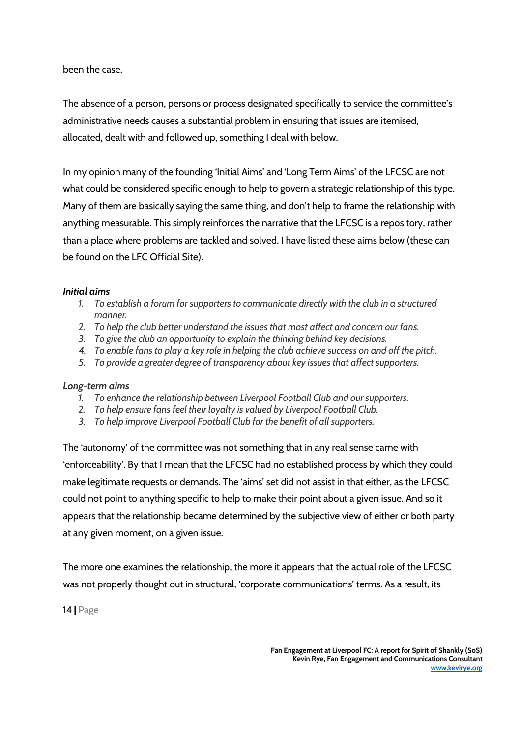been the case.

The absence of a person, persons or process designated specifically to service the committee's administrative needs causes a substantial problem in ensuring that issues are itemised, allocated, dealt with and followed up, something I deal with below.

In my opinion many of the founding 'Initial Aims' and 'Long Term Aims' of the LFCSC are not what could be considered specific enough to help to govern a strategic relationship of this type. Many of them are basically saying the same thing, and don't help to frame the relationship with anything measurable. This simply reinforces the narrative that the LFCSC is a repository, rather than a place where problems are tackled and solved. I have listed these aims below (these can be found on the LFC Official Site).

***Initial aims***

1. *To establish a forum for supporters to communicate directly with the club in a structured manner.*
2. *To help the club better understand the issues that most affect and concern our fans.*
3. *To give the club an opportunity to explain the thinking behind key decisions.*
4. *To enable fans to play a key role in helping the club achieve success on and off the pitch.*
5. *To provide a greater degree of transparency about key issues that affect supporters.*

***Long-term aims***

1. *To enhance the relationship between Liverpool Football Club and our supporters.*
2. *To help ensure fans feel their loyalty is valued by Liverpool Football Club.*
3. *To help improve Liverpool Football Club for the benefit of all supporters.*

The 'autonomy' of the committee was not something that in any real sense came with 'enforceability'. By that I mean that the LFCSC had no established process by which they could make legitimate requests or demands. The 'aims' set did not assist in that either, as the LFCSC could not point to anything specific to help to make their point about a given issue. And so it appears that the relationship became determined by the subjective view of either or both party at any given moment, on a given issue.

The more one examines the relationship, the more it appears that the actual role of the LFCSC was not properly thought out in structural, 'corporate communications' terms. As a result, its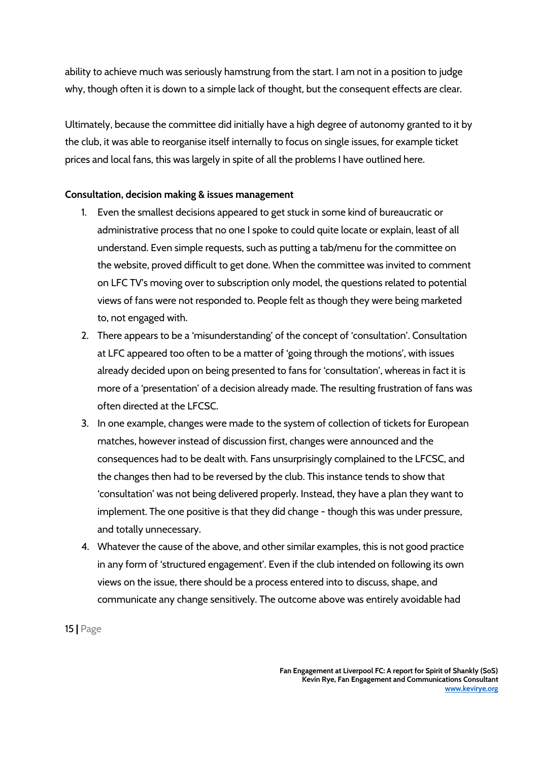ability to achieve much was seriously hamstrung from the start. I am not in a position to judge why, though often it is down to a simple lack of thought, but the consequent effects are clear.

Ultimately, because the committee did initially have a high degree of autonomy granted to it by the club, it was able to reorganise itself internally to focus on single issues, for example ticket prices and local fans, this was largely in spite of all the problems I have outlined here.

**Consultation, decision making & issues management**

1. Even the smallest decisions appeared to get stuck in some kind of bureaucratic or administrative process that no one I spoke to could quite locate or explain, least of all understand. Even simple requests, such as putting a tab/menu for the committee on the website, proved difficult to get done. When the committee was invited to comment on LFC TV's moving over to subscription only model, the questions related to potential views of fans were not responded to. People felt as though they were being marketed to, not engaged with.
2. There appears to be a 'misunderstanding' of the concept of 'consultation'. Consultation at LFC appeared too often to be a matter of 'going through the motions', with issues already decided upon on being presented to fans for 'consultation', whereas in fact it is more of a 'presentation' of a decision already made. The resulting frustration of fans was often directed at the LFCSC.
3. In one example, changes were made to the system of collection of tickets for European matches, however instead of discussion first, changes were announced and the consequences had to be dealt with. Fans unsurprisingly complained to the LFCSC, and the changes then had to be reversed by the club. This instance tends to show that 'consultation' was not being delivered properly. Instead, they have a plan they want to implement. The one positive is that they did change - though this was under pressure, and totally unnecessary.
4. Whatever the cause of the above, and other similar examples, this is not good practice in any form of 'structured engagement'. Even if the club intended on following its own views on the issue, there should be a process entered into to discuss, shape, and communicate any change sensitively. The outcome above was entirely avoidable had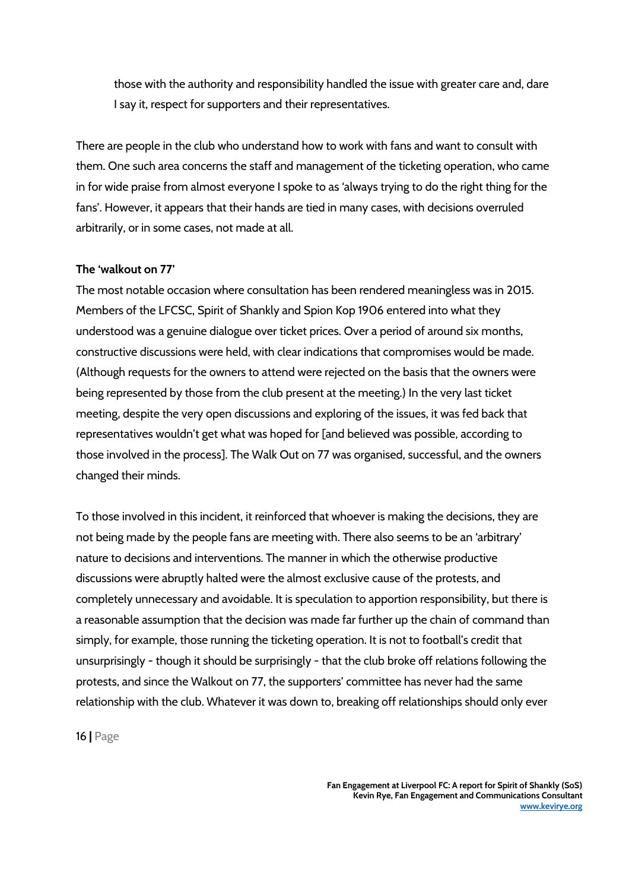those with the authority and responsibility handled the issue with greater care and, dare I say it, respect for supporters and their representatives.

There are people in the club who understand how to work with fans and want to consult with them. One such area concerns the staff and management of the ticketing operation, who came in for wide praise from almost everyone I spoke to as 'always trying to do the right thing for the fans'. However, it appears that their hands are tied in many cases, with decisions overruled arbitrarily, or in some cases, not made at all.

**The 'walkout on 77'**

The most notable occasion where consultation has been rendered meaningless was in 2015. Members of the LFCSC, Spirit of Shankly and Spion Kop 1906 entered into what they understood was a genuine dialogue over ticket prices. Over a period of around six months, constructive discussions were held, with clear indications that compromises would be made. (Although requests for the owners to attend were rejected on the basis that the owners were being represented by those from the club present at the meeting.) In the very last ticket meeting, despite the very open discussions and exploring of the issues, it was fed back that representatives wouldn't get what was hoped for [and believed was possible, according to those involved in the process]. The Walk Out on 77 was organised, successful, and the owners changed their minds.

To those involved in this incident, it reinforced that whoever is making the decisions, they are not being made by the people fans are meeting with. There also seems to be an 'arbitrary' nature to decisions and interventions. The manner in which the otherwise productive discussions were abruptly halted were the almost exclusive cause of the protests, and completely unnecessary and avoidable. It is speculation to apportion responsibility, but there is a reasonable assumption that the decision was made far further up the chain of command than simply, for example, those running the ticketing operation. It is not to football's credit that unsurprisingly - though it should be surprisingly - that the club broke off relations following the protests, and since the Walkout on 77, the supporters' committee has never had the same relationship with the club. Whatever it was down to, breaking off relationships should only ever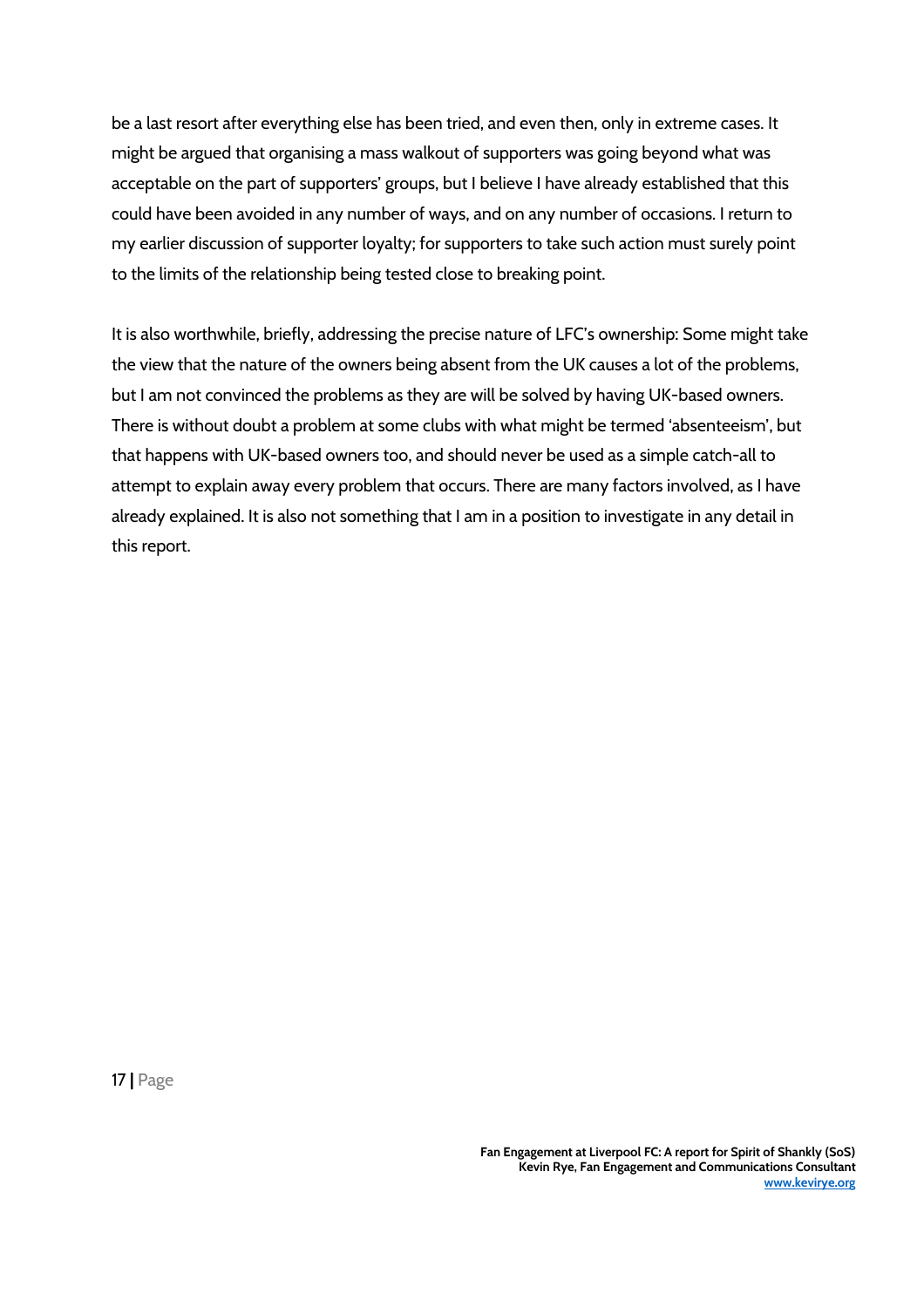be a last resort after everything else has been tried, and even then, only in extreme cases. It might be argued that organising a mass walkout of supporters was going beyond what was acceptable on the part of supporters' groups, but I believe I have already established that this could have been avoided in any number of ways, and on any number of occasions. I return to my earlier discussion of supporter loyalty; for supporters to take such action must surely point to the limits of the relationship being tested close to breaking point.

It is also worthwhile, briefly, addressing the precise nature of LFC's ownership: Some might take the view that the nature of the owners being absent from the UK causes a lot of the problems, but I am not convinced the problems as they are will be solved by having UK-based owners. There is without doubt a problem at some clubs with what might be termed 'absenteeism', but that happens with UK-based owners too, and should never be used as a simple catch-all to attempt to explain away every problem that occurs. There are many factors involved, as I have already explained. It is also not something that I am in a position to investigate in any detail in this report.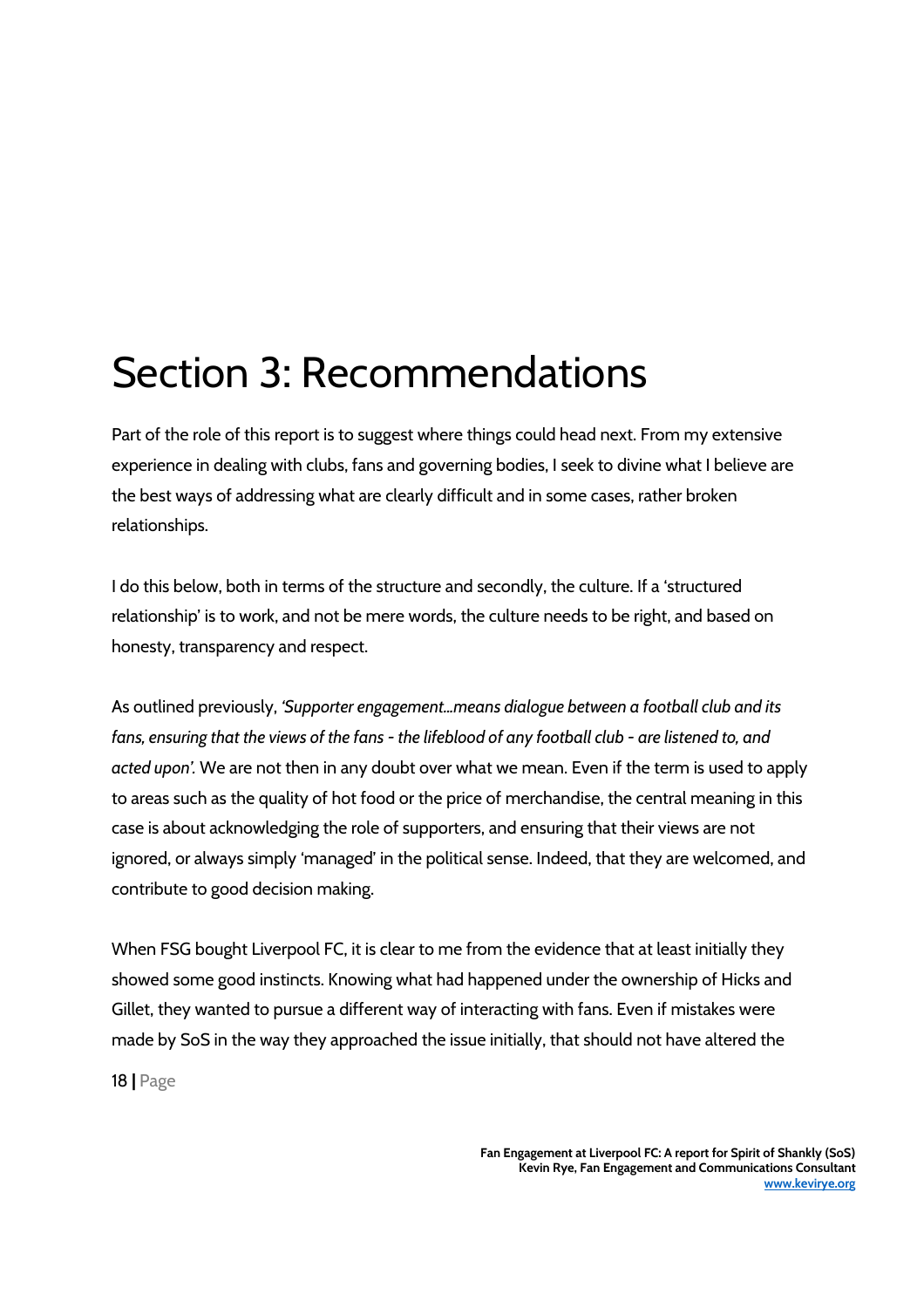# Section 3: Recommendations

Part of the role of this report is to suggest where things could head next. From my extensive experience in dealing with clubs, fans and governing bodies, I seek to divine what I believe are the best ways of addressing what are clearly difficult and in some cases, rather broken relationships.

I do this below, both in terms of the structure and secondly, the culture. If a 'structured relationship' is to work, and not be mere words, the culture needs to be right, and based on honesty, transparency and respect.

As outlined previously, *'Supporter engagement…means dialogue between a football club and its fans, ensuring that the views of the fans - the lifeblood of any football club - are listened to, and acted upon'.* We are not then in any doubt over what we mean. Even if the term is used to apply to areas such as the quality of hot food or the price of merchandise, the central meaning in this case is about acknowledging the role of supporters, and ensuring that their views are not ignored, or always simply 'managed' in the political sense. Indeed, that they are welcomed, and contribute to good decision making.

When FSG bought Liverpool FC, it is clear to me from the evidence that at least initially they showed some good instincts. Knowing what had happened under the ownership of Hicks and Gillet, they wanted to pursue a different way of interacting with fans. Even if mistakes were made by SoS in the way they approached the issue initially, that should not have altered the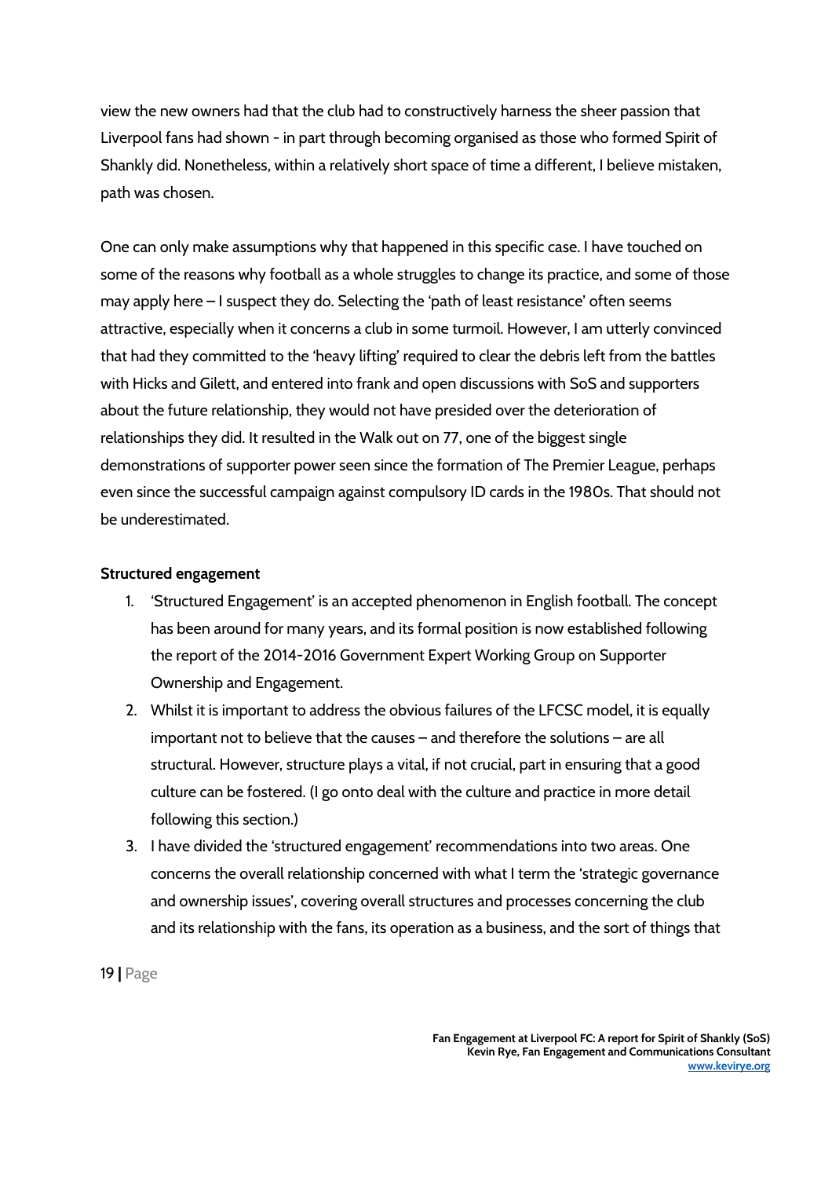view the new owners had that the club had to constructively harness the sheer passion that Liverpool fans had shown - in part through becoming organised as those who formed Spirit of Shankly did. Nonetheless, within a relatively short space of time a different, I believe mistaken, path was chosen.

One can only make assumptions why that happened in this specific case. I have touched on some of the reasons why football as a whole struggles to change its practice, and some of those may apply here – I suspect they do. Selecting the 'path of least resistance' often seems attractive, especially when it concerns a club in some turmoil. However, I am utterly convinced that had they committed to the 'heavy lifting' required to clear the debris left from the battles with Hicks and Gilett, and entered into frank and open discussions with SoS and supporters about the future relationship, they would not have presided over the deterioration of relationships they did. It resulted in the Walk out on 77, one of the biggest single demonstrations of supporter power seen since the formation of The Premier League, perhaps even since the successful campaign against compulsory ID cards in the 1980s. That should not be underestimated.

**Structured engagement**

1. 'Structured Engagement' is an accepted phenomenon in English football. The concept has been around for many years, and its formal position is now established following the report of the 2014-2016 Government Expert Working Group on Supporter Ownership and Engagement.
2. Whilst it is important to address the obvious failures of the LFCSC model, it is equally important not to believe that the causes – and therefore the solutions – are all structural. However, structure plays a vital, if not crucial, part in ensuring that a good culture can be fostered. (I go onto deal with the culture and practice in more detail following this section.)
3. I have divided the 'structured engagement' recommendations into two areas. One concerns the overall relationship concerned with what I term the 'strategic governance and ownership issues', covering overall structures and processes concerning the club and its relationship with the fans, its operation as a business, and the sort of things that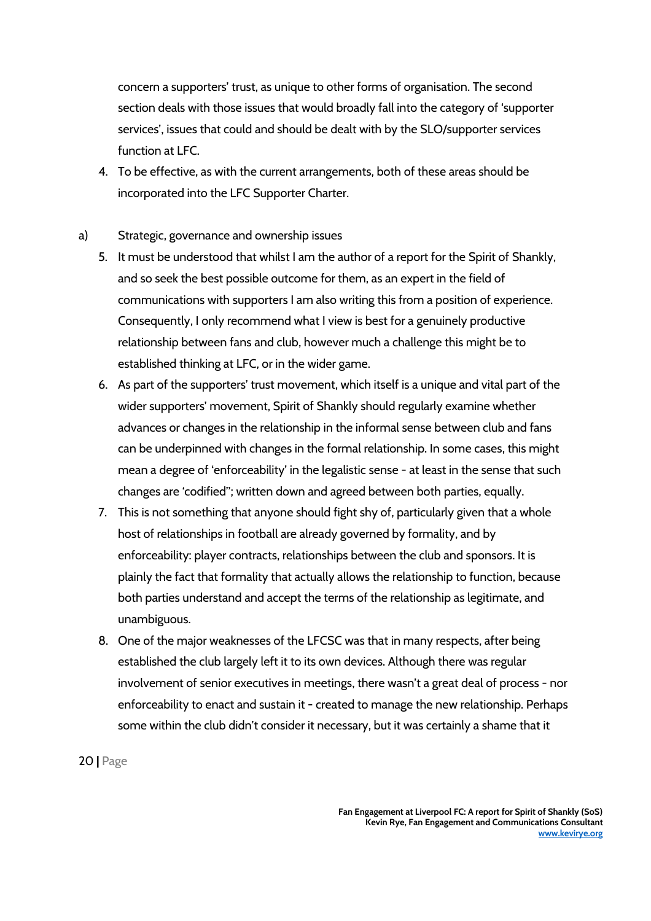concern a supporters' trust, as unique to other forms of organisation. The second section deals with those issues that would broadly fall into the category of 'supporter services', issues that could and should be dealt with by the SLO/supporter services function at LFC.

4. To be effective, as with the current arrangements, both of these areas should be incorporated into the LFC Supporter Charter.

a) Strategic, governance and ownership issues

5. It must be understood that whilst I am the author of a report for the Spirit of Shankly, and so seek the best possible outcome for them, as an expert in the field of communications with supporters I am also writing this from a position of experience. Consequently, I only recommend what I view is best for a genuinely productive relationship between fans and club, however much a challenge this might be to established thinking at LFC, or in the wider game.
6. As part of the supporters' trust movement, which itself is a unique and vital part of the wider supporters' movement, Spirit of Shankly should regularly examine whether advances or changes in the relationship in the informal sense between club and fans can be underpinned with changes in the formal relationship. In some cases, this might mean a degree of 'enforceability' in the legalistic sense - at least in the sense that such changes are 'codified"; written down and agreed between both parties, equally.
7. This is not something that anyone should fight shy of, particularly given that a whole host of relationships in football are already governed by formality, and by enforceability: player contracts, relationships between the club and sponsors. It is plainly the fact that formality that actually allows the relationship to function, because both parties understand and accept the terms of the relationship as legitimate, and unambiguous.
8. One of the major weaknesses of the LFCSC was that in many respects, after being established the club largely left it to its own devices. Although there was regular involvement of senior executives in meetings, there wasn't a great deal of process - nor enforceability to enact and sustain it - created to manage the new relationship. Perhaps some within the club didn't consider it necessary, but it was certainly a shame that it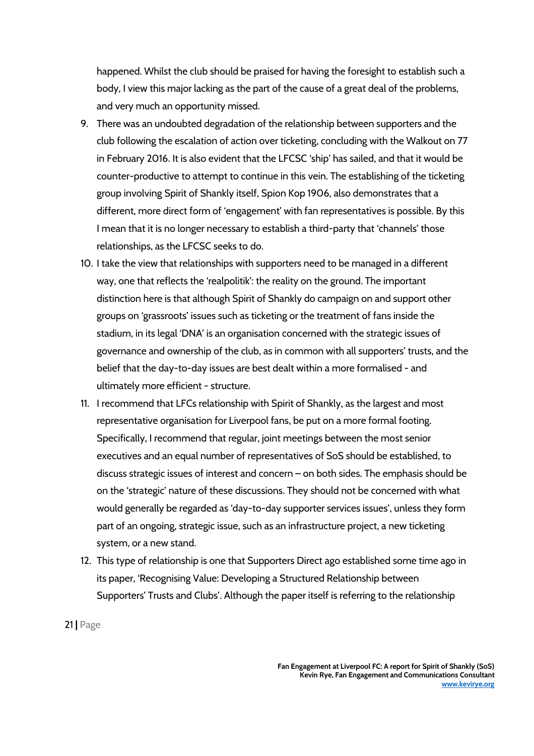happened. Whilst the club should be praised for having the foresight to establish such a body, I view this major lacking as the part of the cause of a great deal of the problems, and very much an opportunity missed.

9. There was an undoubted degradation of the relationship between supporters and the club following the escalation of action over ticketing, concluding with the Walkout on 77 in February 2016. It is also evident that the LFCSC 'ship' has sailed, and that it would be counter-productive to attempt to continue in this vein. The establishing of the ticketing group involving Spirit of Shankly itself, Spion Kop 1906, also demonstrates that a different, more direct form of 'engagement' with fan representatives is possible. By this I mean that it is no longer necessary to establish a third-party that 'channels' those relationships, as the LFCSC seeks to do.
10. I take the view that relationships with supporters need to be managed in a different way, one that reflects the 'realpolitik': the reality on the ground. The important distinction here is that although Spirit of Shankly do campaign on and support other groups on 'grassroots' issues such as ticketing or the treatment of fans inside the stadium, in its legal 'DNA' is an organisation concerned with the strategic issues of governance and ownership of the club, as in common with all supporters' trusts, and the belief that the day-to-day issues are best dealt within a more formalised - and ultimately more efficient - structure.
11. I recommend that LFCs relationship with Spirit of Shankly, as the largest and most representative organisation for Liverpool fans, be put on a more formal footing. Specifically, I recommend that regular, joint meetings between the most senior executives and an equal number of representatives of SoS should be established, to discuss strategic issues of interest and concern – on both sides. The emphasis should be on the 'strategic' nature of these discussions. They should not be concerned with what would generally be regarded as 'day-to-day supporter services issues', unless they form part of an ongoing, strategic issue, such as an infrastructure project, a new ticketing system, or a new stand.
12. This type of relationship is one that Supporters Direct ago established some time ago in its paper, 'Recognising Value: Developing a Structured Relationship between Supporters' Trusts and Clubs'. Although the paper itself is referring to the relationship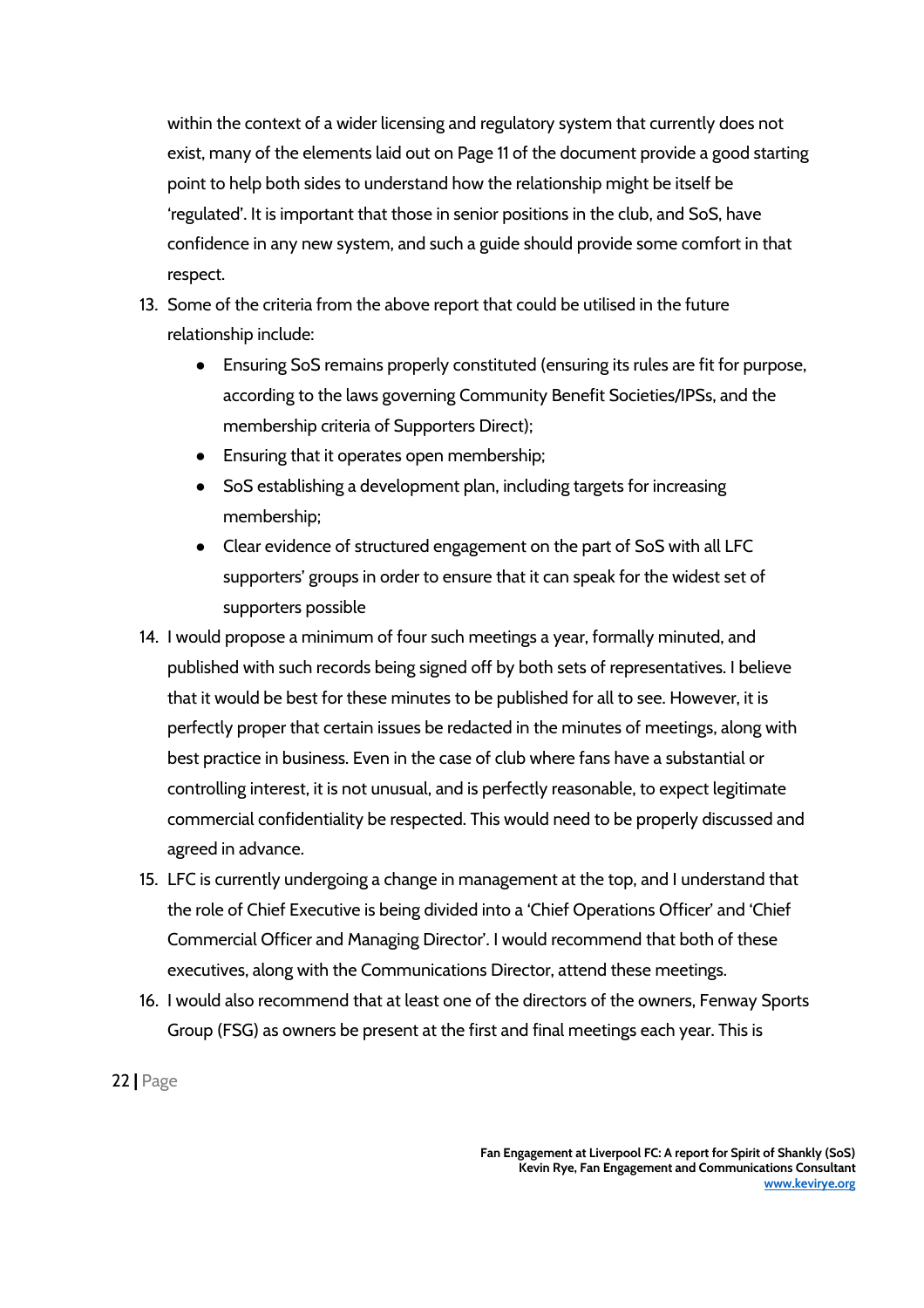within the context of a wider licensing and regulatory system that currently does not exist, many of the elements laid out on Page 11 of the document provide a good starting point to help both sides to understand how the relationship might be itself be 'regulated'. It is important that those in senior positions in the club, and SoS, have confidence in any new system, and such a guide should provide some comfort in that respect.

13. Some of the criteria from the above report that could be utilised in the future relationship include:
    - Ensuring SoS remains properly constituted (ensuring its rules are fit for purpose, according to the laws governing Community Benefit Societies/IPSs, and the membership criteria of Supporters Direct);
    - Ensuring that it operates open membership;
    - SoS establishing a development plan, including targets for increasing membership;
    - Clear evidence of structured engagement on the part of SoS with all LFC supporters' groups in order to ensure that it can speak for the widest set of supporters possible
14. I would propose a minimum of four such meetings a year, formally minuted, and published with such records being signed off by both sets of representatives. I believe that it would be best for these minutes to be published for all to see. However, it is perfectly proper that certain issues be redacted in the minutes of meetings, along with best practice in business. Even in the case of club where fans have a substantial or controlling interest, it is not unusual, and is perfectly reasonable, to expect legitimate commercial confidentiality be respected. This would need to be properly discussed and agreed in advance.
15. LFC is currently undergoing a change in management at the top, and I understand that the role of Chief Executive is being divided into a 'Chief Operations Officer' and 'Chief Commercial Officer and Managing Director'. I would recommend that both of these executives, along with the Communications Director, attend these meetings.
16. I would also recommend that at least one of the directors of the owners, Fenway Sports Group (FSG) as owners be present at the first and final meetings each year. This is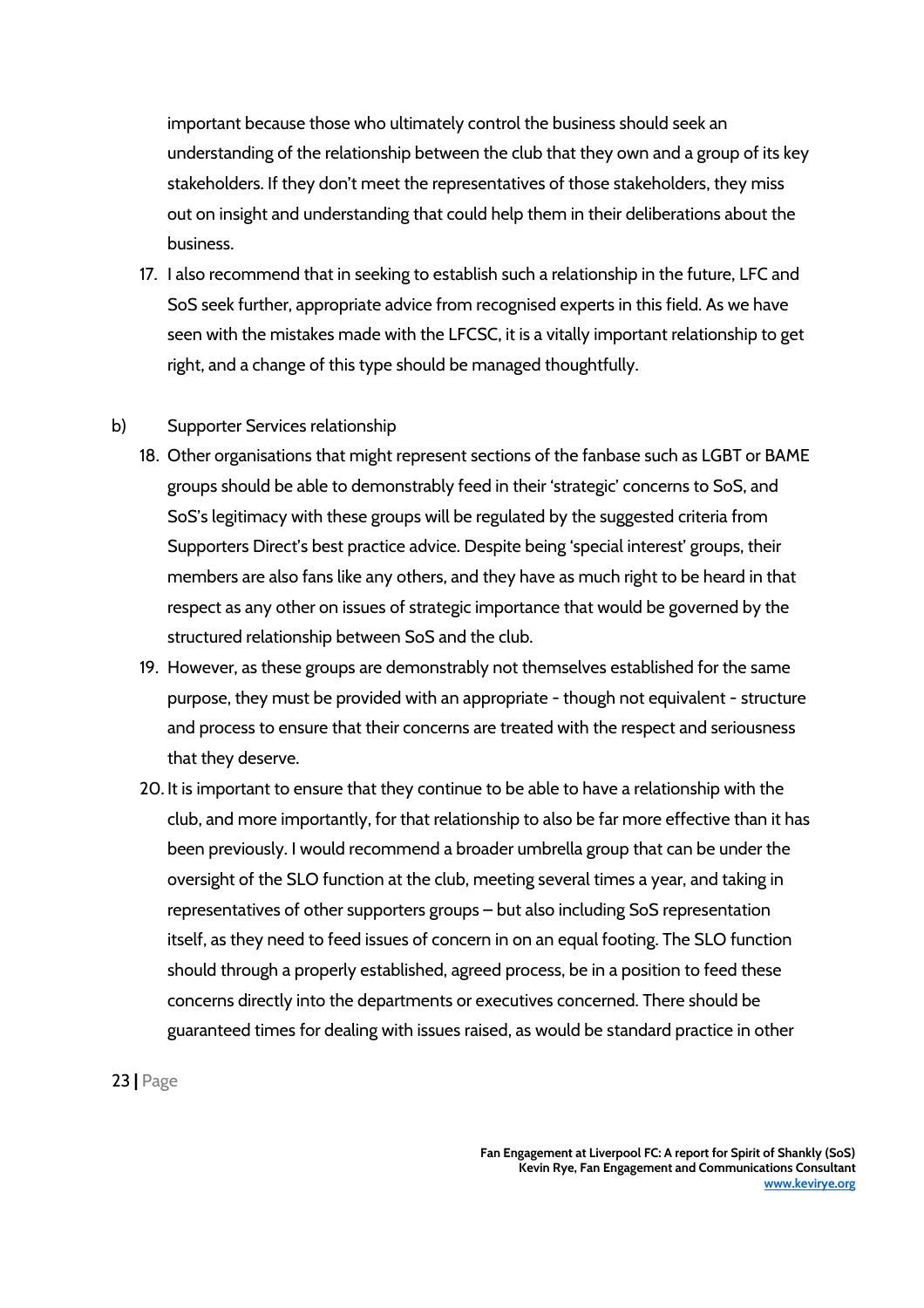important because those who ultimately control the business should seek an understanding of the relationship between the club that they own and a group of its key stakeholders. If they don't meet the representatives of those stakeholders, they miss out on insight and understanding that could help them in their deliberations about the business.

17. I also recommend that in seeking to establish such a relationship in the future, LFC and SoS seek further, appropriate advice from recognised experts in this field. As we have seen with the mistakes made with the LFCSC, it is a vitally important relationship to get right, and a change of this type should be managed thoughtfully.

b) Supporter Services relationship

18. Other organisations that might represent sections of the fanbase such as LGBT or BAME groups should be able to demonstrably feed in their 'strategic' concerns to SoS, and SoS's legitimacy with these groups will be regulated by the suggested criteria from Supporters Direct's best practice advice. Despite being 'special interest' groups, their members are also fans like any others, and they have as much right to be heard in that respect as any other on issues of strategic importance that would be governed by the structured relationship between SoS and the club.
19. However, as these groups are demonstrably not themselves established for the same purpose, they must be provided with an appropriate - though not equivalent - structure and process to ensure that their concerns are treated with the respect and seriousness that they deserve.
20. It is important to ensure that they continue to be able to have a relationship with the club, and more importantly, for that relationship to also be far more effective than it has been previously. I would recommend a broader umbrella group that can be under the oversight of the SLO function at the club, meeting several times a year, and taking in representatives of other supporters groups – but also including SoS representation itself, as they need to feed issues of concern in on an equal footing. The SLO function should through a properly established, agreed process, be in a position to feed these concerns directly into the departments or executives concerned. There should be guaranteed times for dealing with issues raised, as would be standard practice in other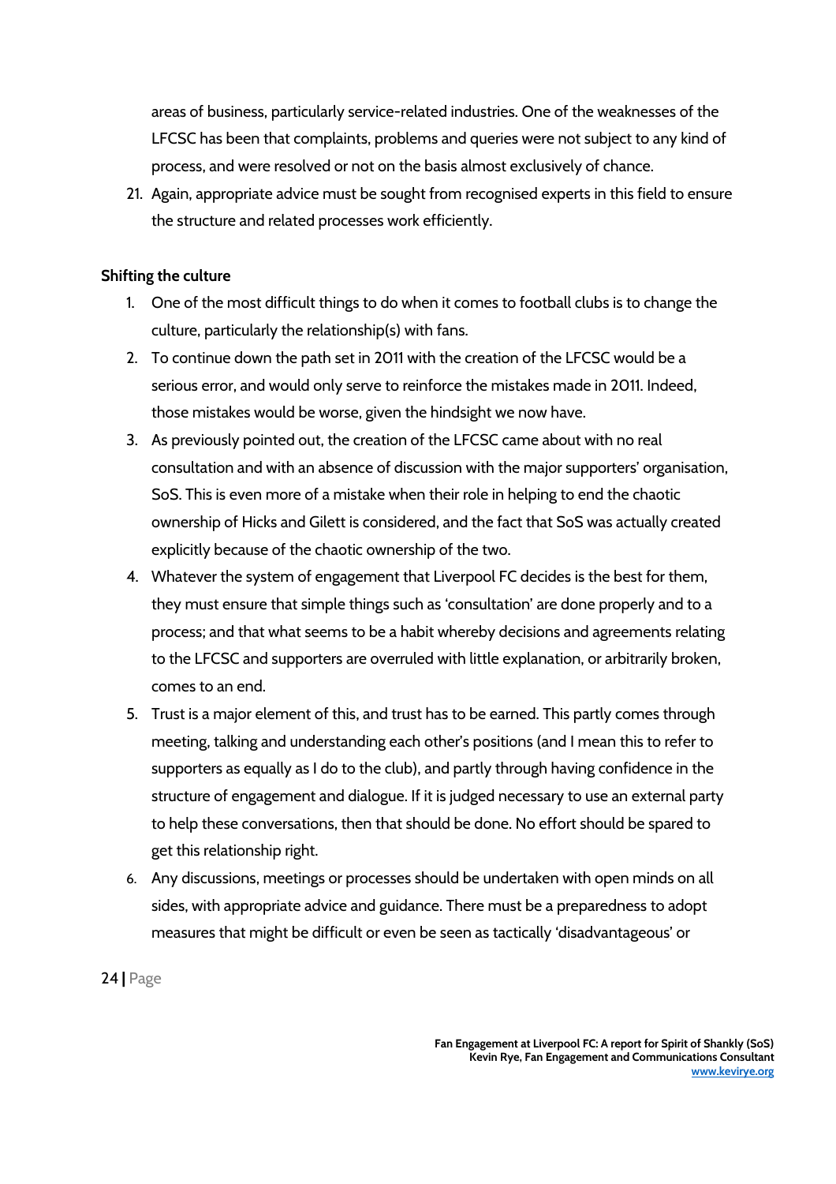areas of business, particularly service-related industries. One of the weaknesses of the LFCSC has been that complaints, problems and queries were not subject to any kind of process, and were resolved or not on the basis almost exclusively of chance.

21. Again, appropriate advice must be sought from recognised experts in this field to ensure the structure and related processes work efficiently.

**Shifting the culture**

1. One of the most difficult things to do when it comes to football clubs is to change the culture, particularly the relationship(s) with fans.
2. To continue down the path set in 2011 with the creation of the LFCSC would be a serious error, and would only serve to reinforce the mistakes made in 2011. Indeed, those mistakes would be worse, given the hindsight we now have.
3. As previously pointed out, the creation of the LFCSC came about with no real consultation and with an absence of discussion with the major supporters' organisation, SoS. This is even more of a mistake when their role in helping to end the chaotic ownership of Hicks and Gilett is considered, and the fact that SoS was actually created explicitly because of the chaotic ownership of the two.
4. Whatever the system of engagement that Liverpool FC decides is the best for them, they must ensure that simple things such as 'consultation' are done properly and to a process; and that what seems to be a habit whereby decisions and agreements relating to the LFCSC and supporters are overruled with little explanation, or arbitrarily broken, comes to an end.
5. Trust is a major element of this, and trust has to be earned. This partly comes through meeting, talking and understanding each other's positions (and I mean this to refer to supporters as equally as I do to the club), and partly through having confidence in the structure of engagement and dialogue. If it is judged necessary to use an external party to help these conversations, then that should be done. No effort should be spared to get this relationship right.
6. Any discussions, meetings or processes should be undertaken with open minds on all sides, with appropriate advice and guidance. There must be a preparedness to adopt measures that might be difficult or even be seen as tactically 'disadvantageous' or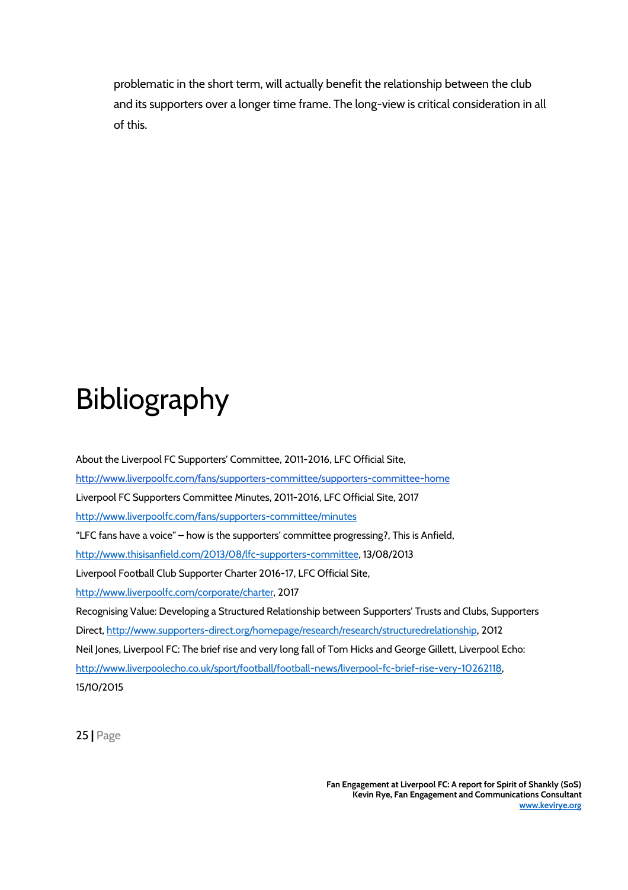problematic in the short term, will actually benefit the relationship between the club and its supporters over a longer time frame. The long-view is critical consideration in all of this.

# Bibliography

About the Liverpool FC Supporters' Committee, 2011-2016, LFC Official Site, http://www.liverpoolfc.com/fans/supporters-committee/supporters-committee-home

Liverpool FC Supporters Committee Minutes, 2011-2016, LFC Official Site, 2017 http://www.liverpoolfc.com/fans/supporters-committee/minutes

"LFC fans have a voice" – how is the supporters' committee progressing?, This is Anfield, http://www.thisisanfield.com/2013/08/lfc-supporters-committee, 13/08/2013

Liverpool Football Club Supporter Charter 2016-17, LFC Official Site, http://www.liverpoolfc.com/corporate/charter, 2017

Recognising Value: Developing a Structured Relationship between Supporters' Trusts and Clubs, Supporters Direct, http://www.supporters-direct.org/homepage/research/research/structuredrelationship, 2012

Neil Jones, Liverpool FC: The brief rise and very long fall of Tom Hicks and George Gillett, Liverpool Echo: http://www.liverpoolecho.co.uk/sport/football/football-news/liverpool-fc-brief-rise-very-10262118, 15/10/2015